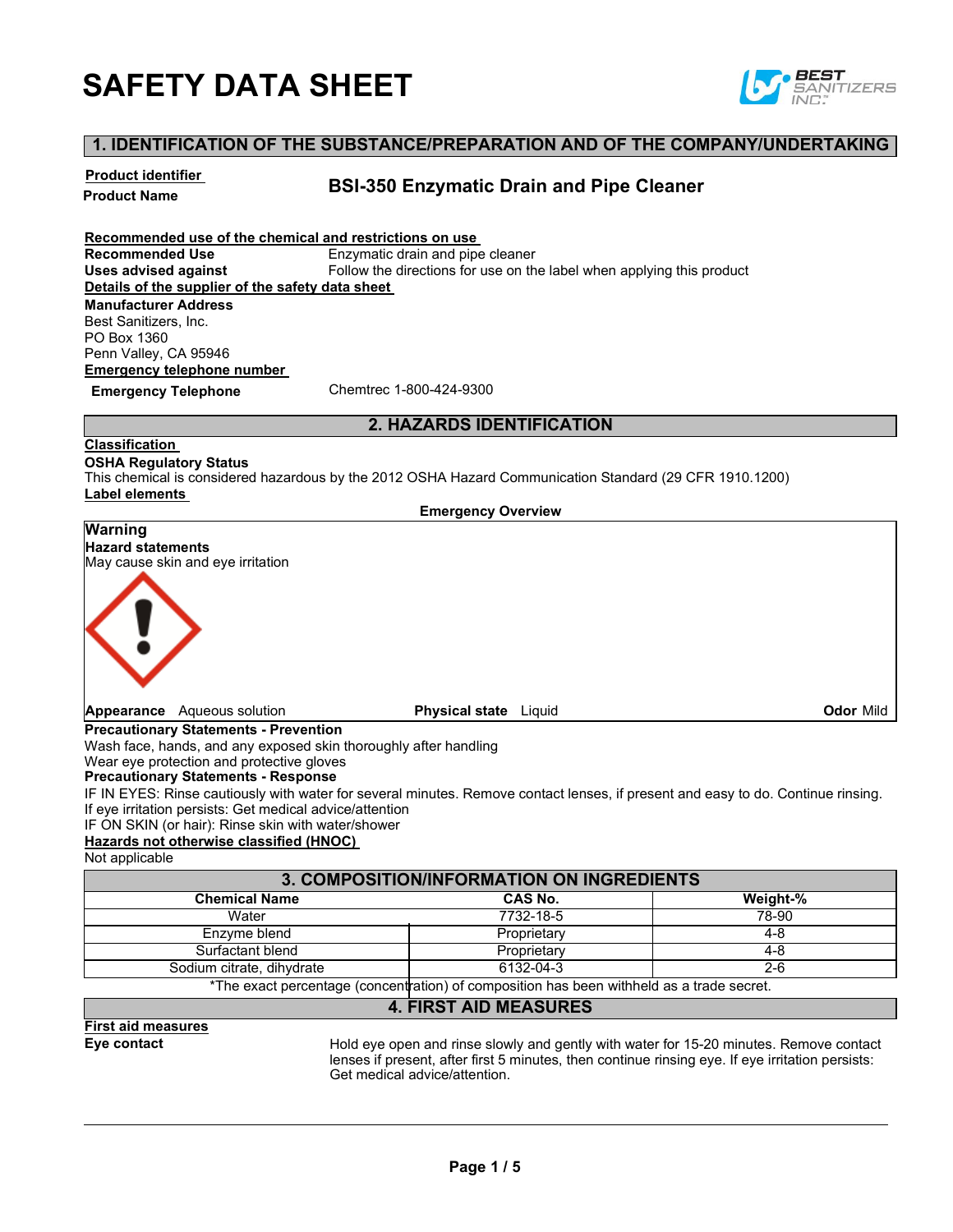# SAFETY DATA SHEET

## 1. IDENTIFICATION OF THE SUBSTANCE/PREPARATION AND OF THE COMPANY/UNDERTAKING

**Product identifier**

**Product Name** **BSI-350 Enzymatic Drain and Pipe Cleaner**

**Recommended use of the chemical and restrictions on use**

**Recommended Use** Enzymatic drain and pipe cleaner

**Uses advised against** Follow the directions for use on the label when applying this product

**Details of the supplier of the safety data sheet**

**Manufacturer Address**
Best Sanitizers, Inc.
PO Box 1360
Penn Valley, CA 95946

**Emergency telephone number**

**Emergency Telephone** Chemtrec 1-800-424-9300

## 2. HAZARDS IDENTIFICATION

**Classification**

**OSHA Regulatory Status**
This chemical is considered hazardous by the 2012 OSHA Hazard Communication Standard (29 CFR 1910.1200)

**Label elements**

**Emergency Overview**

**Warning**

**Hazard statements**
May cause skin and eye irritation

**Appearance** Aqueous solution **Physical state** Liquid **Odor** Mild

**Precautionary Statements - Prevention**
Wash face, hands, and any exposed skin thoroughly after handling
Wear eye protection and protective gloves

**Precautionary Statements - Response**
IF IN EYES: Rinse cautiously with water for several minutes. Remove contact lenses, if present and easy to do. Continue rinsing.
If eye irritation persists: Get medical advice/attention
IF ON SKIN (or hair): Rinse skin with water/shower

**Hazards not otherwise classified (HNOC)**
Not applicable

## 3. COMPOSITION/INFORMATION ON INGREDIENTS

| Chemical Name | CAS No. | Weight-% |
|---|---|---|
| Water | 7732-18-5 | 78-90 |
| Enzyme blend | Proprietary | 4-8 |
| Surfactant blend | Proprietary | 4-8 |
| Sodium citrate, dihydrate | 6132-04-3 | 2-6 |

*The exact percentage (concentration) of composition has been withheld as a trade secret.

## 4. FIRST AID MEASURES

**First aid measures**

**Eye contact** Hold eye open and rinse slowly and gently with water for 15-20 minutes. Remove contact lenses if present, after first 5 minutes, then continue rinsing eye. If eye irritation persists: Get medical advice/attention.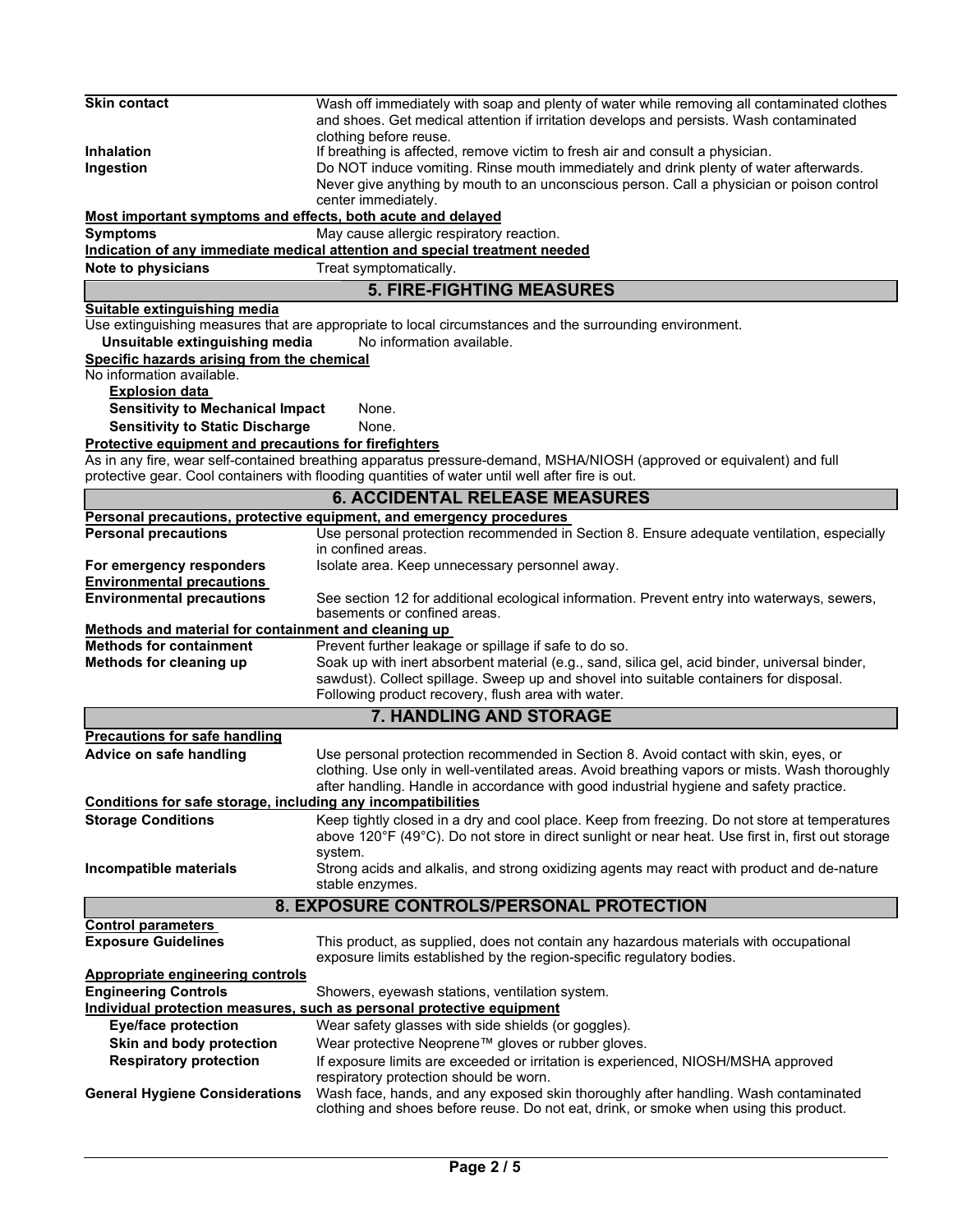| | |
|---|---|
| **Skin contact** | Wash off immediately with soap and plenty of water while removing all contaminated clothes and shoes. Get medical attention if irritation develops and persists. Wash contaminated clothing before reuse. |
| **Inhalation** | If breathing is affected, remove victim to fresh air and consult a physician. |
| **Ingestion** | Do NOT induce vomiting. Rinse mouth immediately and drink plenty of water afterwards. Never give anything by mouth to an unconscious person. Call a physician or poison control center immediately. |

**Most important symptoms and effects, both acute and delayed**

| | |
|---|---|
| **Symptoms** | May cause allergic respiratory reaction. |

**Indication of any immediate medical attention and special treatment needed**

| | |
|---|---|
| **Note to physicians** | Treat symptomatically. |

## 5. FIRE-FIGHTING MEASURES

**Suitable extinguishing media**

Use extinguishing measures that are appropriate to local circumstances and the surrounding environment.

**Unsuitable extinguishing media** No information available.

**Specific hazards arising from the chemical**

No information available.

**Explosion data**

| | |
|---|---|
| **Sensitivity to Mechanical Impact** | None. |
| **Sensitivity to Static Discharge** | None. |

**Protective equipment and precautions for firefighters**

As in any fire, wear self-contained breathing apparatus pressure-demand, MSHA/NIOSH (approved or equivalent) and full protective gear. Cool containers with flooding quantities of water until well after fire is out.

## 6. ACCIDENTAL RELEASE MEASURES

**Personal precautions, protective equipment, and emergency procedures**

| | |
|---|---|
| **Personal precautions** | Use personal protection recommended in Section 8. Ensure adequate ventilation, especially in confined areas. |
| **For emergency responders** | Isolate area. Keep unnecessary personnel away. |

**Environmental precautions**

| | |
|---|---|
| **Environmental precautions** | See section 12 for additional ecological information. Prevent entry into waterways, sewers, basements or confined areas. |

**Methods and material for containment and cleaning up**

| | |
|---|---|
| **Methods for containment** | Prevent further leakage or spillage if safe to do so. |
| **Methods for cleaning up** | Soak up with inert absorbent material (e.g., sand, silica gel, acid binder, universal binder, sawdust). Collect spillage. Sweep up and shovel into suitable containers for disposal. Following product recovery, flush area with water. |

## 7. HANDLING AND STORAGE

**Precautions for safe handling**

| | |
|---|---|
| **Advice on safe handling** | Use personal protection recommended in Section 8. Avoid contact with skin, eyes, or clothing. Use only in well-ventilated areas. Avoid breathing vapors or mists. Wash thoroughly after handling. Handle in accordance with good industrial hygiene and safety practice. |

**Conditions for safe storage, including any incompatibilities**

| | |
|---|---|
| **Storage Conditions** | Keep tightly closed in a dry and cool place. Keep from freezing. Do not store at temperatures above 120°F (49°C). Do not store in direct sunlight or near heat. Use first in, first out storage system. |
| **Incompatible materials** | Strong acids and alkalis, and strong oxidizing agents may react with product and de-nature stable enzymes. |

## 8. EXPOSURE CONTROLS/PERSONAL PROTECTION

**Control parameters**

| | |
|---|---|
| **Exposure Guidelines** | This product, as supplied, does not contain any hazardous materials with occupational exposure limits established by the region-specific regulatory bodies. |

**Appropriate engineering controls**

| | |
|---|---|
| **Engineering Controls** | Showers, eyewash stations, ventilation system. |

**Individual protection measures, such as personal protective equipment**

| | |
|---|---|
| **Eye/face protection** | Wear safety glasses with side shields (or goggles). |
| **Skin and body protection** | Wear protective Neoprene™ gloves or rubber gloves. |
| **Respiratory protection** | If exposure limits are exceeded or irritation is experienced, NIOSH/MSHA approved respiratory protection should be worn. |
| **General Hygiene Considerations** | Wash face, hands, and any exposed skin thoroughly after handling. Wash contaminated clothing and shoes before reuse. Do not eat, drink, or smoke when using this product. |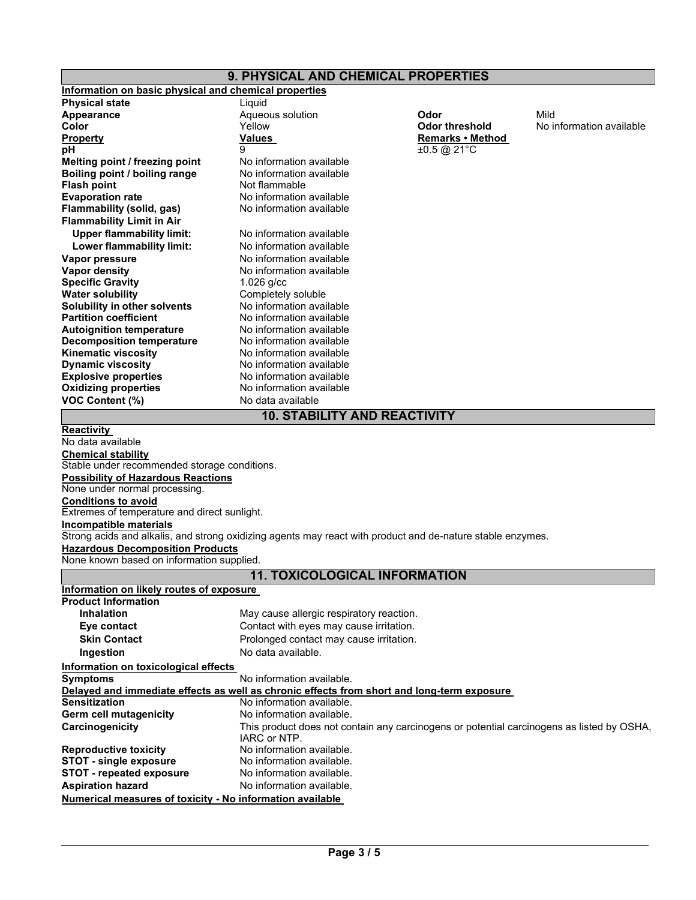## 9. PHYSICAL AND CHEMICAL PROPERTIES

**Information on basic physical and chemical properties**

| | | | |
|---|---|---|---|
| **Physical state** | Liquid | | |
| **Appearance** | Aqueous solution | **Odor** | Mild |
| **Color** | Yellow | **Odor threshold** | No information available |
| **Property** | **Values** | **Remarks • Method** | |
| **pH** | 9 | ±0.5 @ 21°C | |
| **Melting point / freezing point** | No information available | | |
| **Boiling point / boiling range** | No information available | | |
| **Flash point** | Not flammable | | |
| **Evaporation rate** | No information available | | |
| **Flammability (solid, gas)** | No information available | | |
| **Flammability Limit in Air** | | | |
| **Upper flammability limit:** | No information available | | |
| **Lower flammability limit:** | No information available | | |
| **Vapor pressure** | No information available | | |
| **Vapor density** | No information available | | |
| **Specific Gravity** | 1.026 g/cc | | |
| **Water solubility** | Completely soluble | | |
| **Solubility in other solvents** | No information available | | |
| **Partition coefficient** | No information available | | |
| **Autoignition temperature** | No information available | | |
| **Decomposition temperature** | No information available | | |
| **Kinematic viscosity** | No information available | | |
| **Dynamic viscosity** | No information available | | |
| **Explosive properties** | No information available | | |
| **Oxidizing properties** | No information available | | |
| **VOC Content (%)** | No data available | | |

## 10. STABILITY AND REACTIVITY

**Reactivity**

No data available

**Chemical stability**

Stable under recommended storage conditions.

**Possibility of Hazardous Reactions**

None under normal processing.

**Conditions to avoid**

Extremes of temperature and direct sunlight.

**Incompatible materials**

Strong acids and alkalis, and strong oxidizing agents may react with product and de-nature stable enzymes.

**Hazardous Decomposition Products**

None known based on information supplied.

## 11. TOXICOLOGICAL INFORMATION

**Information on likely routes of exposure**

**Product Information**

| | |
|---|---|
| **Inhalation** | May cause allergic respiratory reaction. |
| **Eye contact** | Contact with eyes may cause irritation. |
| **Skin Contact** | Prolonged contact may cause irritation. |
| **Ingestion** | No data available. |

**Information on toxicological effects**

| | |
|---|---|
| **Symptoms** | No information available. |

**Delayed and immediate effects as well as chronic effects from short and long-term exposure**

| | |
|---|---|
| **Sensitization** | No information available. |
| **Germ cell mutagenicity** | No information available. |
| **Carcinogenicity** | This product does not contain any carcinogens or potential carcinogens as listed by OSHA, IARC or NTP. |
| **Reproductive toxicity** | No information available. |
| **STOT - single exposure** | No information available. |
| **STOT - repeated exposure** | No information available. |
| **Aspiration hazard** | No information available. |

**Numerical measures of toxicity - No information available**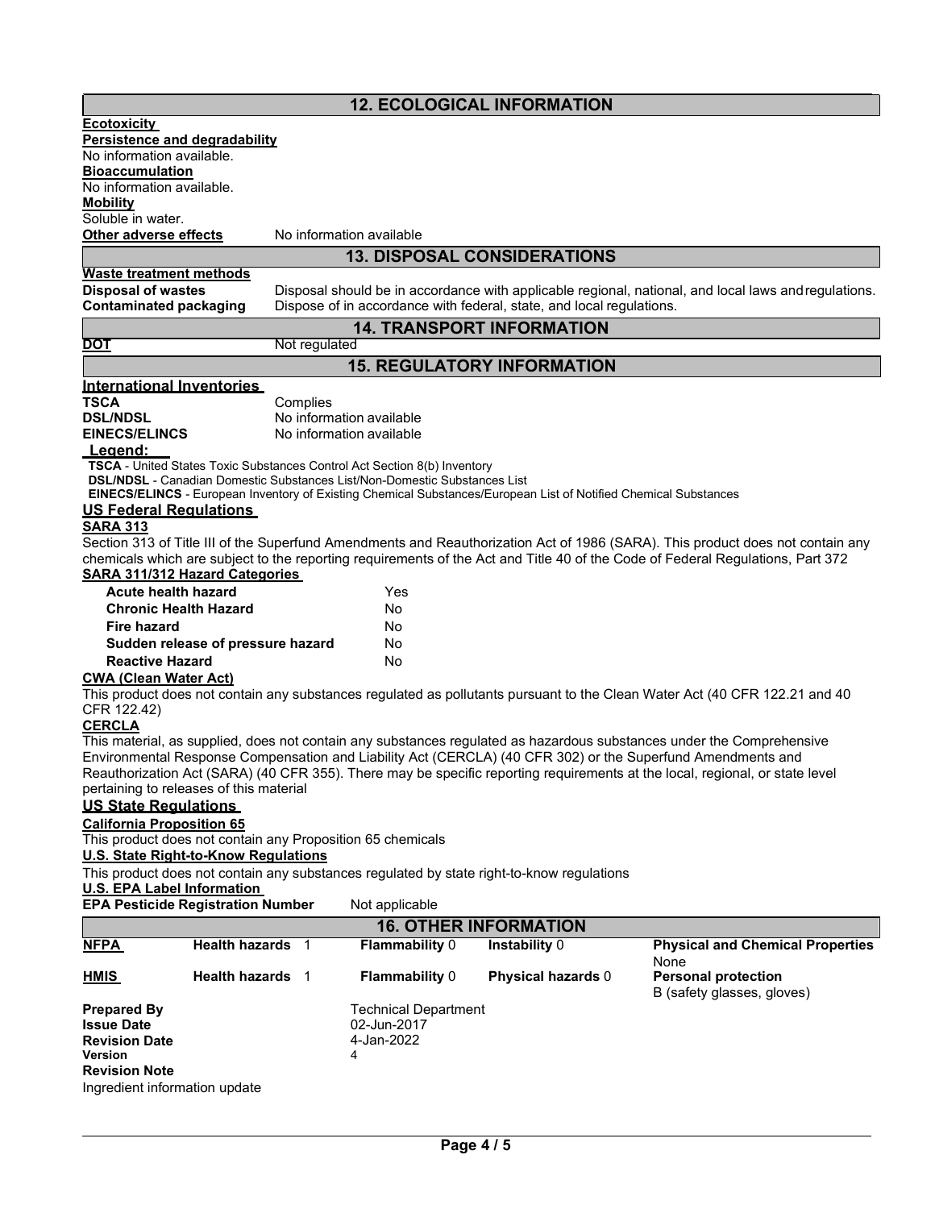## 12. ECOLOGICAL INFORMATION

**Ecotoxicity**

**Persistence and degradability**

No information available.

**Bioaccumulation**

No information available.

**Mobility**

Soluble in water.

**Other adverse effects** No information available

## 13. DISPOSAL CONSIDERATIONS

**Waste treatment methods**

**Disposal of wastes** Disposal should be in accordance with applicable regional, national, and local laws and regulations.

**Contaminated packaging** Dispose of in accordance with federal, state, and local regulations.

## 14. TRANSPORT INFORMATION

**DOT** Not regulated

## 15. REGULATORY INFORMATION

**International Inventories**

| | |
|---|---|
| **TSCA** | Complies |
| **DSL/NDSL** | No information available |
| **EINECS/ELINCS** | No information available |

**Legend:**

**TSCA** - United States Toxic Substances Control Act Section 8(b) Inventory
**DSL/NDSL** - Canadian Domestic Substances List/Non-Domestic Substances List
**EINECS/ELINCS** - European Inventory of Existing Chemical Substances/European List of Notified Chemical Substances

**US Federal Regulations**

**SARA 313**

Section 313 of Title III of the Superfund Amendments and Reauthorization Act of 1986 (SARA). This product does not contain any chemicals which are subject to the reporting requirements of the Act and Title 40 of the Code of Federal Regulations, Part 372

**SARA 311/312 Hazard Categories**

| | |
|---|---|
| **Acute health hazard** | Yes |
| **Chronic Health Hazard** | No |
| **Fire hazard** | No |
| **Sudden release of pressure hazard** | No |
| **Reactive Hazard** | No |

**CWA (Clean Water Act)**

This product does not contain any substances regulated as pollutants pursuant to the Clean Water Act (40 CFR 122.21 and 40 CFR 122.42)

**CERCLA**

This material, as supplied, does not contain any substances regulated as hazardous substances under the Comprehensive Environmental Response Compensation and Liability Act (CERCLA) (40 CFR 302) or the Superfund Amendments and Reauthorization Act (SARA) (40 CFR 355). There may be specific reporting requirements at the local, regional, or state level pertaining to releases of this material

**US State Regulations**

**California Proposition 65**

This product does not contain any Proposition 65 chemicals

**U.S. State Right-to-Know Regulations**

This product does not contain any substances regulated by state right-to-know regulations

**U.S. EPA Label Information**

**EPA Pesticide Registration Number** Not applicable

## 16. OTHER INFORMATION

| | | | | |
|---|---|---|---|---|
| **NFPA** | **Health hazards** 1 | **Flammability** 0 | **Instability** 0 | **Physical and Chemical Properties** None |
| **HMIS** | **Health hazards** 1 | **Flammability** 0 | **Physical hazards** 0 | **Personal protection** B (safety glasses, gloves) |

| | |
|---|---|
| **Prepared By** | Technical Department |
| **Issue Date** | 02-Jun-2017 |
| **Revision Date** | 4-Jan-2022 |
| **Version** | 4 |

**Revision Note**

Ingredient information update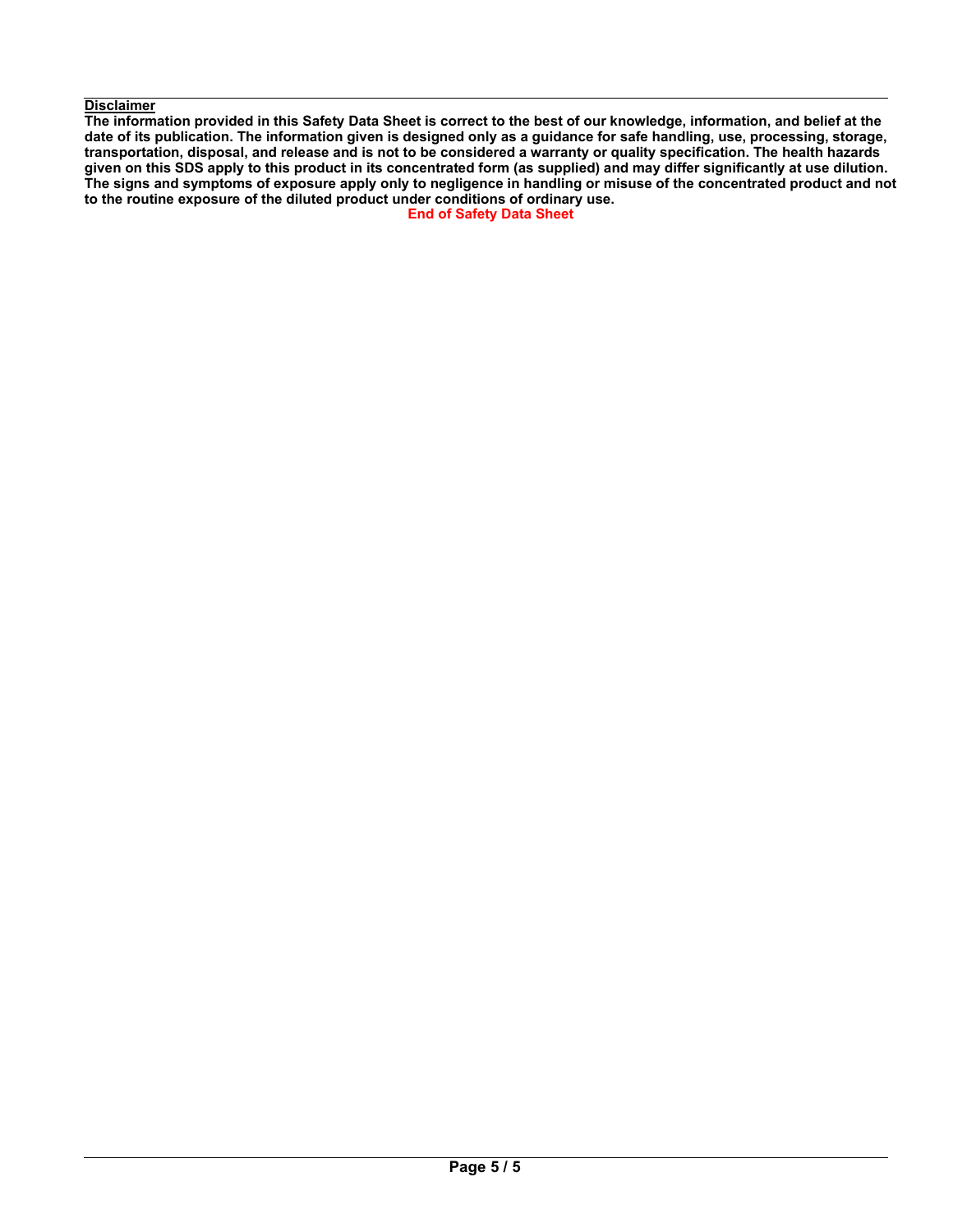**Disclaimer**

**The information provided in this Safety Data Sheet is correct to the best of our knowledge, information, and belief at the date of its publication. The information given is designed only as a guidance for safe handling, use, processing, storage, transportation, disposal, and release and is not to be considered a warranty or quality specification. The health hazards given on this SDS apply to this product in its concentrated form (as supplied) and may differ significantly at use dilution. The signs and symptoms of exposure apply only to negligence in handling or misuse of the concentrated product and not to the routine exposure of the diluted product under conditions of ordinary use.**

**End of Safety Data Sheet**